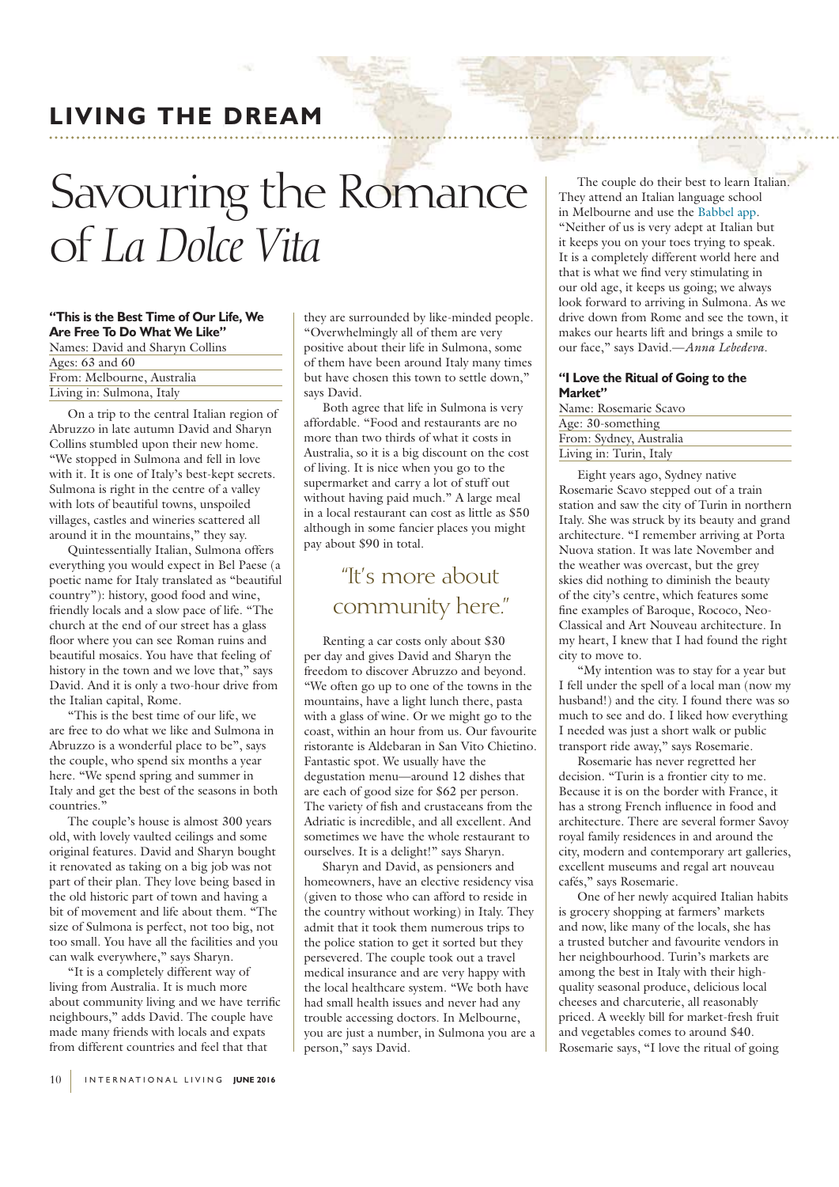## LIVING THE DREAM

# Savouring the Romance of *La Dolce Vita*

### "This is the Best Time of Our Life, We Are Free To Do What We Like"

Names: David and Sharyn Collins
Ages: 63 and 60
From: Melbourne, Australia
Living in: Sulmona, Italy

On a trip to the central Italian region of Abruzzo in late autumn David and Sharyn Collins stumbled upon their new home. "We stopped in Sulmona and fell in love with it. It is one of Italy's best-kept secrets. Sulmona is right in the centre of a valley with lots of beautiful towns, unspoiled villages, castles and wineries scattered all around it in the mountains," they say.

Quintessentially Italian, Sulmona offers everything you would expect in Bel Paese (a poetic name for Italy translated as "beautiful country"): history, good food and wine, friendly locals and a slow pace of life. "The church at the end of our street has a glass floor where you can see Roman ruins and beautiful mosaics. You have that feeling of history in the town and we love that," says David. And it is only a two-hour drive from the Italian capital, Rome.

"This is the best time of our life, we are free to do what we like and Sulmona in Abruzzo is a wonderful place to be", says the couple, who spend six months a year here. "We spend spring and summer in Italy and get the best of the seasons in both countries."

The couple's house is almost 300 years old, with lovely vaulted ceilings and some original features. David and Sharyn bought it renovated as taking on a big job was not part of their plan. They love being based in the old historic part of town and having a bit of movement and life about them. "The size of Sulmona is perfect, not too big, not too small. You have all the facilities and you can walk everywhere," says Sharyn.

"It is a completely different way of living from Australia. It is much more about community living and we have terrific neighbours," adds David. The couple have made many friends with locals and expats from different countries and feel that that they are surrounded by like-minded people. "Overwhelmingly all of them are very positive about their life in Sulmona, some of them have been around Italy many times but have chosen this town to settle down," says David.

Both agree that life in Sulmona is very affordable. "Food and restaurants are no more than two thirds of what it costs in Australia, so it is a big discount on the cost of living. It is nice when you go to the supermarket and carry a lot of stuff out without having paid much." A large meal in a local restaurant can cost as little as $50 although in some fancier places you might pay about $90 in total.

> "It's more about community here."

Renting a car costs only about $30 per day and gives David and Sharyn the freedom to discover Abruzzo and beyond. "We often go up to one of the towns in the mountains, have a light lunch there, pasta with a glass of wine. Or we might go to the coast, within an hour from us. Our favourite ristorante is Aldebaran in San Vito Chietino. Fantastic spot. We usually have the degustation menu—around 12 dishes that are each of good size for $62 per person. The variety of fish and crustaceans from the Adriatic is incredible, and all excellent. And sometimes we have the whole restaurant to ourselves. It is a delight!" says Sharyn.

Sharyn and David, as pensioners and homeowners, have an elective residency visa (given to those who can afford to reside in the country without working) in Italy. They admit that it took them numerous trips to the police station to get it sorted but they persevered. The couple took out a travel medical insurance and are very happy with the local healthcare system. "We both have had small health issues and never had any trouble accessing doctors. In Melbourne, you are just a number, in Sulmona you are a person," says David.

The couple do their best to learn Italian. They attend an Italian language school in Melbourne and use the Babbel app. "Neither of us is very adept at Italian but it keeps you on your toes trying to speak. It is a completely different world here and that is what we find very stimulating in our old age, it keeps us going; we always look forward to arriving in Sulmona. As we drive down from Rome and see the town, it makes our hearts lift and brings a smile to our face," says David.—*Anna Lebedeva.*

### "I Love the Ritual of Going to the Market"

Name: Rosemarie Scavo
Age: 30-something
From: Sydney, Australia
Living in: Turin, Italy

Eight years ago, Sydney native Rosemarie Scavo stepped out of a train station and saw the city of Turin in northern Italy. She was struck by its beauty and grand architecture. "I remember arriving at Porta Nuova station. It was late November and the weather was overcast, but the grey skies did nothing to diminish the beauty of the city's centre, which features some fine examples of Baroque, Rococo, Neo-Classical and Art Nouveau architecture. In my heart, I knew that I had found the right city to move to.

"My intention was to stay for a year but I fell under the spell of a local man (now my husband!) and the city. I found there was so much to see and do. I liked how everything I needed was just a short walk or public transport ride away," says Rosemarie.

Rosemarie has never regretted her decision. "Turin is a frontier city to me. Because it is on the border with France, it has a strong French influence in food and architecture. There are several former Savoy royal family residences in and around the city, modern and contemporary art galleries, excellent museums and regal art nouveau cafés," says Rosemarie.

One of her newly acquired Italian habits is grocery shopping at farmers' markets and now, like many of the locals, she has a trusted butcher and favourite vendors in her neighbourhood. Turin's markets are among the best in Italy with their high-quality seasonal produce, delicious local cheeses and charcuterie, all reasonably priced. A weekly bill for market-fresh fruit and vegetables comes to around $40. Rosemarie says, "I love the ritual of going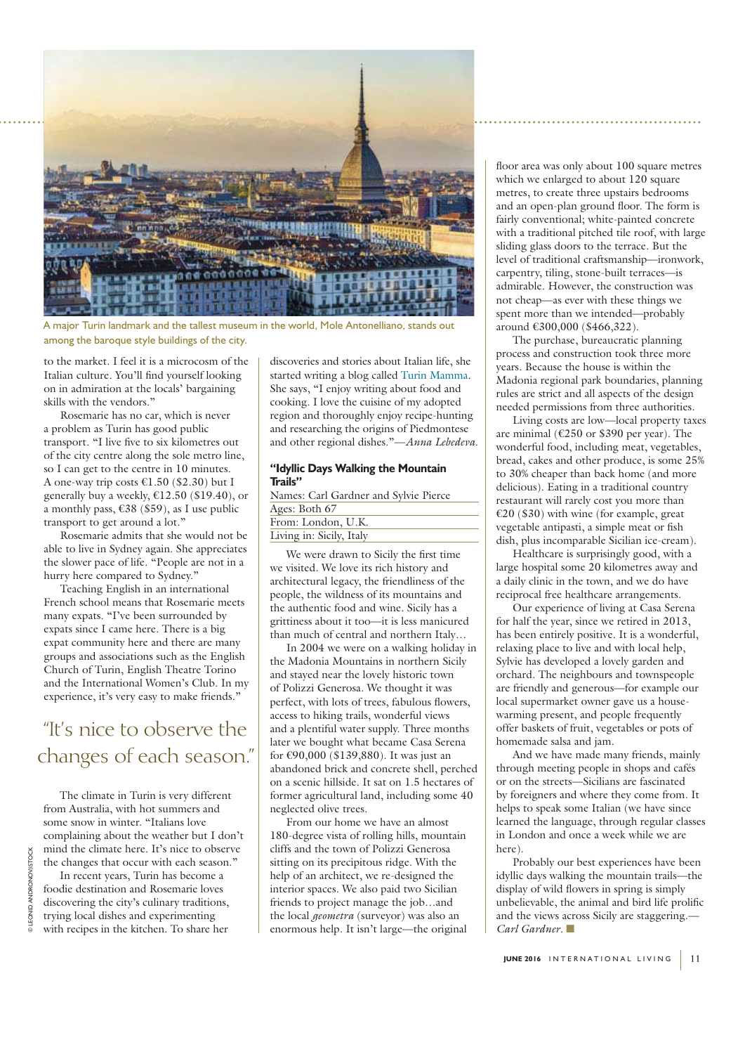A major Turin landmark and the tallest museum in the world, Mole Antonelliano, stands out among the baroque style buildings of the city.

to the market. I feel it is a microcosm of the Italian culture. You'll find yourself looking on in admiration at the locals' bargaining skills with the vendors."

Rosemarie has no car, which is never a problem as Turin has good public transport. "I live five to six kilometres out of the city centre along the sole metro line, so I can get to the centre in 10 minutes. A one-way trip costs €1.50 ($2.30) but I generally buy a weekly, €12.50 ($19.40), or a monthly pass, €38 ($59), as I use public transport to get around a lot."

Rosemarie admits that she would not be able to live in Sydney again. She appreciates the slower pace of life. "People are not in a hurry here compared to Sydney."

Teaching English in an international French school means that Rosemarie meets many expats. "I've been surrounded by expats since I came here. There is a big expat community here and there are many groups and associations such as the English Church of Turin, English Theatre Torino and the International Women's Club. In my experience, it's very easy to make friends."

> "It's nice to observe the changes of each season."

The climate in Turin is very different from Australia, with hot summers and some snow in winter. "Italians love complaining about the weather but I don't mind the climate here. It's nice to observe the changes that occur with each season."

In recent years, Turin has become a foodie destination and Rosemarie loves discovering the city's culinary traditions, trying local dishes and experimenting with recipes in the kitchen. To share her discoveries and stories about Italian life, she started writing a blog called Turin Mamma. She says, "I enjoy writing about food and cooking. I love the cuisine of my adopted region and thoroughly enjoy recipe-hunting and researching the origins of Piedmontese and other regional dishes."—*Anna Lebedeva*.

### "Idyllic Days Walking the Mountain Trails"

Names: Carl Gardner and Sylvie Pierce
Ages: Both 67
From: London, U.K.
Living in: Sicily, Italy

We were drawn to Sicily the first time we visited. We love its rich history and architectural legacy, the friendliness of the people, the wildness of its mountains and the authentic food and wine. Sicily has a grittiness about it too—it is less manicured than much of central and northern Italy…

In 2004 we were on a walking holiday in the Madonia Mountains in northern Sicily and stayed near the lovely historic town of Polizzi Generosa. We thought it was perfect, with lots of trees, fabulous flowers, access to hiking trails, wonderful views and a plentiful water supply. Three months later we bought what became Casa Serena for €90,000 ($139,880). It was just an abandoned brick and concrete shell, perched on a scenic hillside. It sat on 1.5 hectares of former agricultural land, including some 40 neglected olive trees.

From our home we have an almost 180-degree vista of rolling hills, mountain cliffs and the town of Polizzi Generosa sitting on its precipitous ridge. With the help of an architect, we re-designed the interior spaces. We also paid two Sicilian friends to project manage the job…and the local *geometra* (surveyor) was also an enormous help. It isn't large—the original floor area was only about 100 square metres which we enlarged to about 120 square metres, to create three upstairs bedrooms and an open-plan ground floor. The form is fairly conventional; white-painted concrete with a traditional pitched tile roof, with large sliding glass doors to the terrace. But the level of traditional craftsmanship—ironwork, carpentry, tiling, stone-built terraces—is admirable. However, the construction was not cheap—as ever with these things we spent more than we intended—probably around €300,000 ($466,322).

The purchase, bureaucratic planning process and construction took three more years. Because the house is within the Madonia regional park boundaries, planning rules are strict and all aspects of the design needed permissions from three authorities.

Living costs are low—local property taxes are minimal (€250 or $390 per year). The wonderful food, including meat, vegetables, bread, cakes and other produce, is some 25% to 30% cheaper than back home (and more delicious). Eating in a traditional country restaurant will rarely cost you more than €20 ($30) with wine (for example, great vegetable antipasti, a simple meat or fish dish, plus incomparable Sicilian ice-cream).

Healthcare is surprisingly good, with a large hospital some 20 kilometres away and a daily clinic in the town, and we do have reciprocal free healthcare arrangements.

Our experience of living at Casa Serena for half the year, since we retired in 2013, has been entirely positive. It is a wonderful, relaxing place to live and with local help, Sylvie has developed a lovely garden and orchard. The neighbours and townspeople are friendly and generous—for example our local supermarket owner gave us a house-warming present, and people frequently offer baskets of fruit, vegetables or pots of homemade salsa and jam.

And we have made many friends, mainly through meeting people in shops and cafés or on the streets—Sicilians are fascinated by foreigners and where they come from. It helps to speak some Italian (we have since learned the language, through regular classes in London and once a week while we are here).

Probably our best experiences have been idyllic days walking the mountain trails—the display of wild flowers in spring is simply unbelievable, the animal and bird life prolific and the views across Sicily are staggering.—*Carl Gardner*. ■